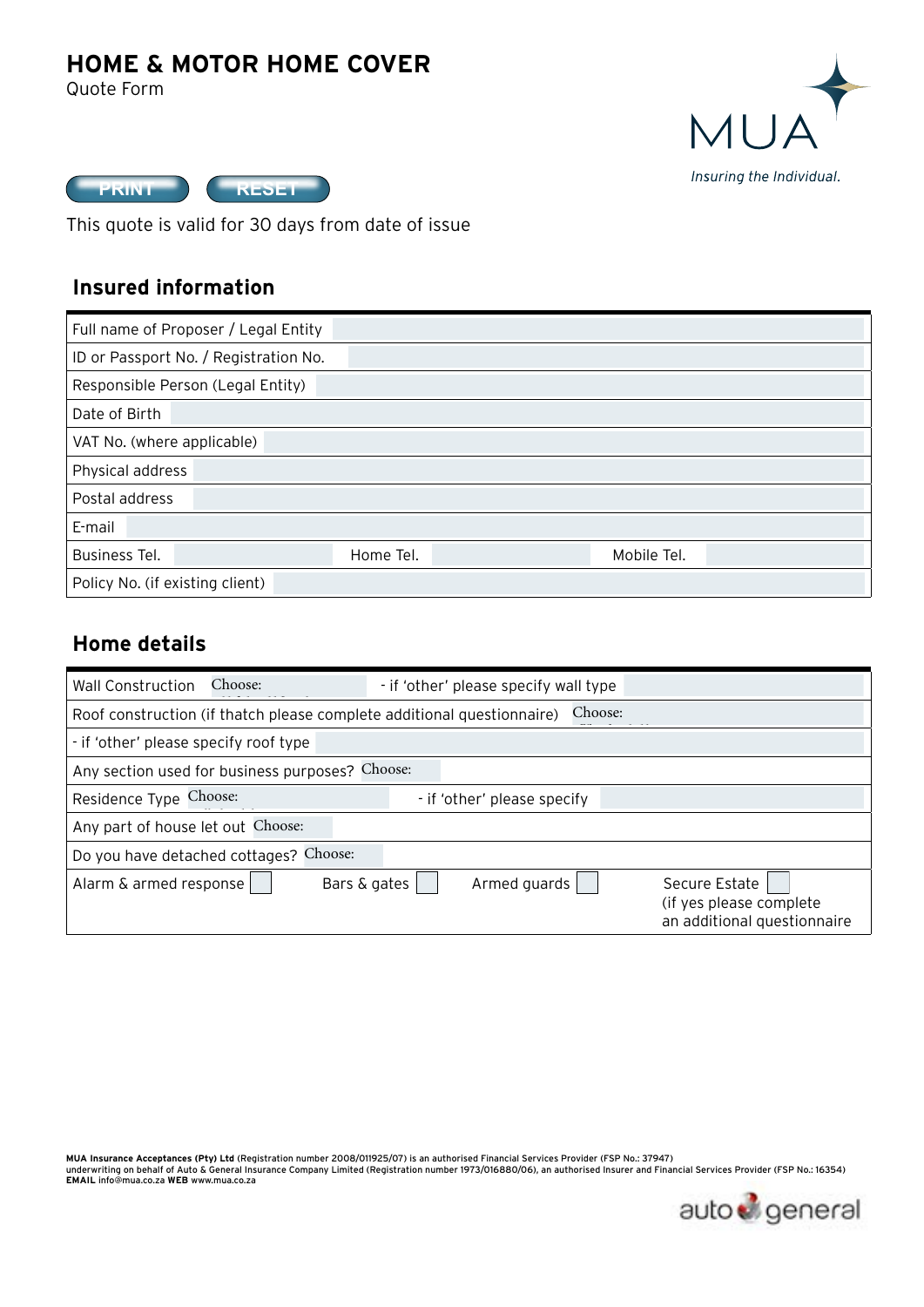# HOME & MOTOR HOME COVER

Quote Form

MUA

*Insuring the Individual.*

PRINT RESET

This quote is valid for 30 days from date of issue

## Insured information

| | | | | | |
|---|---|---|---|---|---|
| Full name of Proposer / Legal Entity | | | | | |
| ID or Passport No. / Registration No. | | | | | |
| Responsible Person (Legal Entity) | | | | | |
| Date of Birth | | | | | |
| VAT No. (where applicable) | | | | | |
| Physical address | | | | | |
| Postal address | | | | | |
| E-mail | | | | | |
| Business Tel. | | Home Tel. | | Mobile Tel. | |
| Policy No. (if existing client) | | | | | |

## Home details

| | | | | | |
|---|---|---|---|---|---|
| Wall Construction | Choose: | - if 'other' please specify wall type | | | |
| Roof construction (if thatch please complete additional questionnaire) | Choose: | | | | |
| - if 'other' please specify roof type | | | | | |
| Any section used for business purposes? | Choose: | | | | |
| Residence Type | Choose: | - if 'other' please specify | | | |
| Any part of house let out | Choose: | | | | |
| Do you have detached cottages? | Choose: | | | | |
| Alarm & armed response ☐ | Bars & gates ☐ | Armed guards ☐ | Secure Estate ☐ (if yes please complete an additional questionnaire | | |

**MUA Insurance Acceptances (Pty) Ltd** (Registration number 2008/011925/07) is an authorised Financial Services Provider (FSP No.: 37947) underwriting on behalf of Auto & General Insurance Company Limited (Registration number 1973/016880/06), an authorised Insurer and Financial Services Provider (FSP No.: 16354)
**EMAIL** info@mua.co.za **WEB** www.mua.co.za

auto general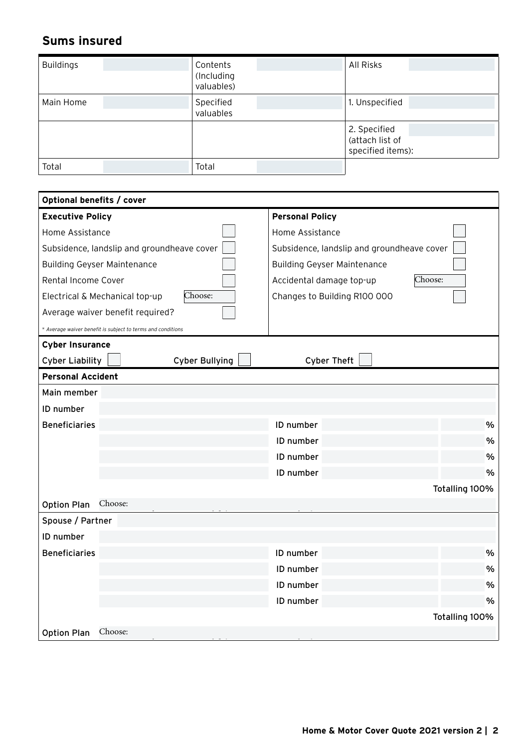## Sums insured

| Buildings | | Contents (Including valuables) | | All Risks | |
|---|---|---|---|---|---|
| Main Home | | Specified valuables | | 1. Unspecified | |
| | | | | 2. Specified (attach list of specified items): | |
| Total | | Total | | | |

| **Optional benefits / cover** | | | |
|---|---|---|---|
| **Executive Policy** | | **Personal Policy** | |
| Home Assistance | ☐ | Home Assistance | ☐ |
| Subsidence, landslip and groundheave cover | ☐ | Subsidence, landslip and groundheave cover | ☐ |
| Building Geyser Maintenance | ☐ | Building Geyser Maintenance | ☐ |
| Rental Income Cover | ☐ | Accidental damage top-up | Choose: |
| Electrical & Mechanical top-up | Choose: | Changes to Building R100 000 | ☐ |
| Average waiver benefit required? | ☐ | | |

*\* Average waiver benefit is subject to terms and conditions*

**Cyber Insurance**

Cyber Liability ☐ Cyber Bullying ☐ Cyber Theft ☐

**Personal Accident**

| Main member | | | |
|---|---|---|---|
| ID number | | | |
| Beneficiaries | | ID number | % |
| | | ID number | % |
| | | ID number | % |
| | | ID number | % |
| | | | Totalling 100% |
| Option Plan | Choose: | | |
| Spouse / Partner | | | |
| ID number | | | |
| Beneficiaries | | ID number | % |
| | | ID number | % |
| | | ID number | % |
| | | ID number | % |
| | | | Totalling 100% |
| Option Plan | Choose: | | |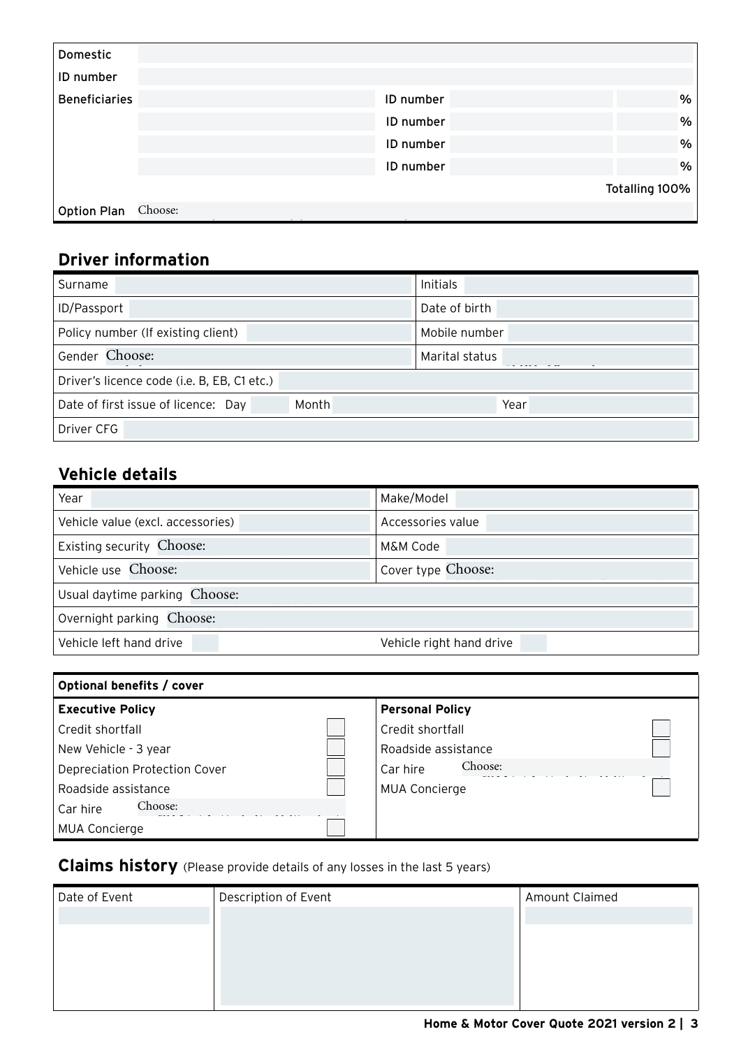| Domestic | | | | |
|---|---|---|---|---|
| ID number | | | | |
| Beneficiaries | | ID number | | % |
| | | ID number | | % |
| | | ID number | | % |
| | | ID number | | % |
| | | | | Totalling 100% |
| Option Plan | Choose: | | | |

## Driver information

| | |
|---|---|
| Surname | Initials |
| ID/Passport | Date of birth |
| Policy number (If existing client) | Mobile number |
| Gender Choose: | Marital status |
| Driver's licence code (i.e. B, EB, C1 etc.) | |
| Date of first issue of licence: Day Month | Year |
| Driver CFG | |

## Vehicle details

| | |
|---|---|
| Year | Make/Model |
| Vehicle value (excl. accessories) | Accessories value |
| Existing security Choose: | M&M Code |
| Vehicle use Choose: | Cover type Choose: |
| Usual daytime parking Choose: | |
| Overnight parking Choose: | |
| Vehicle left hand drive | Vehicle right hand drive |

| Optional benefits / cover | | | |
|---|---|---|---|
| **Executive Policy** | | **Personal Policy** | |
| Credit shortfall | ☐ | Credit shortfall | ☐ |
| New Vehicle - 3 year | ☐ | Roadside assistance | ☐ |
| Depreciation Protection Cover | ☐ | Car hire | Choose: |
| Roadside assistance | ☐ | MUA Concierge | ☐ |
| Car hire | Choose: | | |
| MUA Concierge | ☐ | | |

## Claims history (Please provide details of any losses in the last 5 years)

| Date of Event | Description of Event | Amount Claimed |
|---|---|---|
| | | |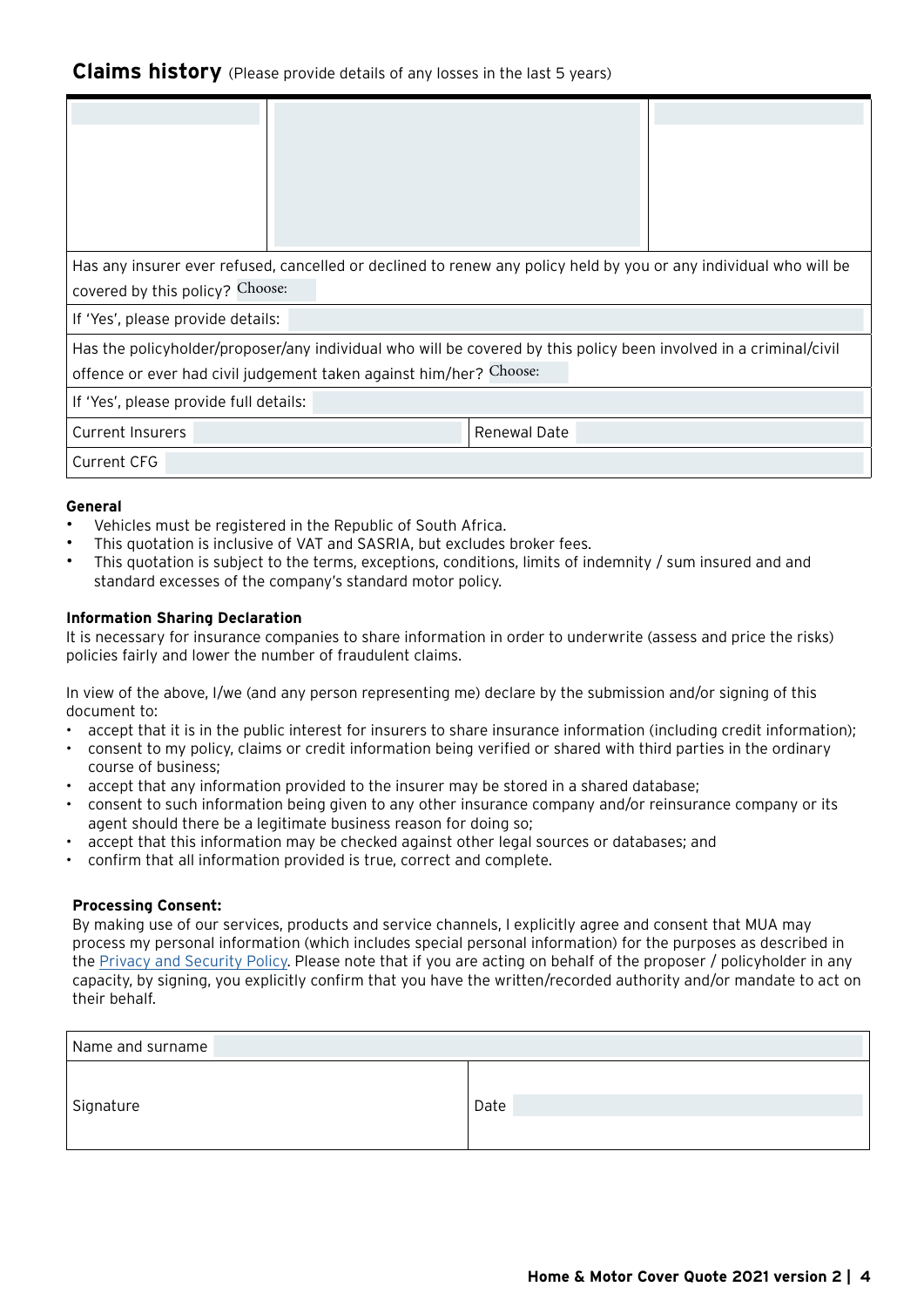## Claims history (Please provide details of any losses in the last 5 years)

| | | |
|---|---|---|
| | | |

Has any insurer ever refused, cancelled or declined to renew any policy held by you or any individual who will be covered by this policy? Choose:

If 'Yes', please provide details:

Has the policyholder/proposer/any individual who will be covered by this policy been involved in a criminal/civil offence or ever had civil judgement taken against him/her? Choose:

If 'Yes', please provide full details:

| | |
|---|---|
| Current Insurers | Renewal Date |
| Current CFG | |

**General**

- Vehicles must be registered in the Republic of South Africa.
- This quotation is inclusive of VAT and SASRIA, but excludes broker fees.
- This quotation is subject to the terms, exceptions, conditions, limits of indemnity / sum insured and and standard excesses of the company's standard motor policy.

**Information Sharing Declaration**

It is necessary for insurance companies to share information in order to underwrite (assess and price the risks) policies fairly and lower the number of fraudulent claims.

In view of the above, I/we (and any person representing me) declare by the submission and/or signing of this document to:

- accept that it is in the public interest for insurers to share insurance information (including credit information);
- consent to my policy, claims or credit information being verified or shared with third parties in the ordinary course of business;
- accept that any information provided to the insurer may be stored in a shared database;
- consent to such information being given to any other insurance company and/or reinsurance company or its agent should there be a legitimate business reason for doing so;
- accept that this information may be checked against other legal sources or databases; and
- confirm that all information provided is true, correct and complete.

**Processing Consent:**

By making use of our services, products and service channels, I explicitly agree and consent that MUA may process my personal information (which includes special personal information) for the purposes as described in the Privacy and Security Policy. Please note that if you are acting on behalf of the proposer / policyholder in any capacity, by signing, you explicitly confirm that you have the written/recorded authority and/or mandate to act on their behalf.

| | |
|---|---|
| Name and surname | |
| Signature | Date |